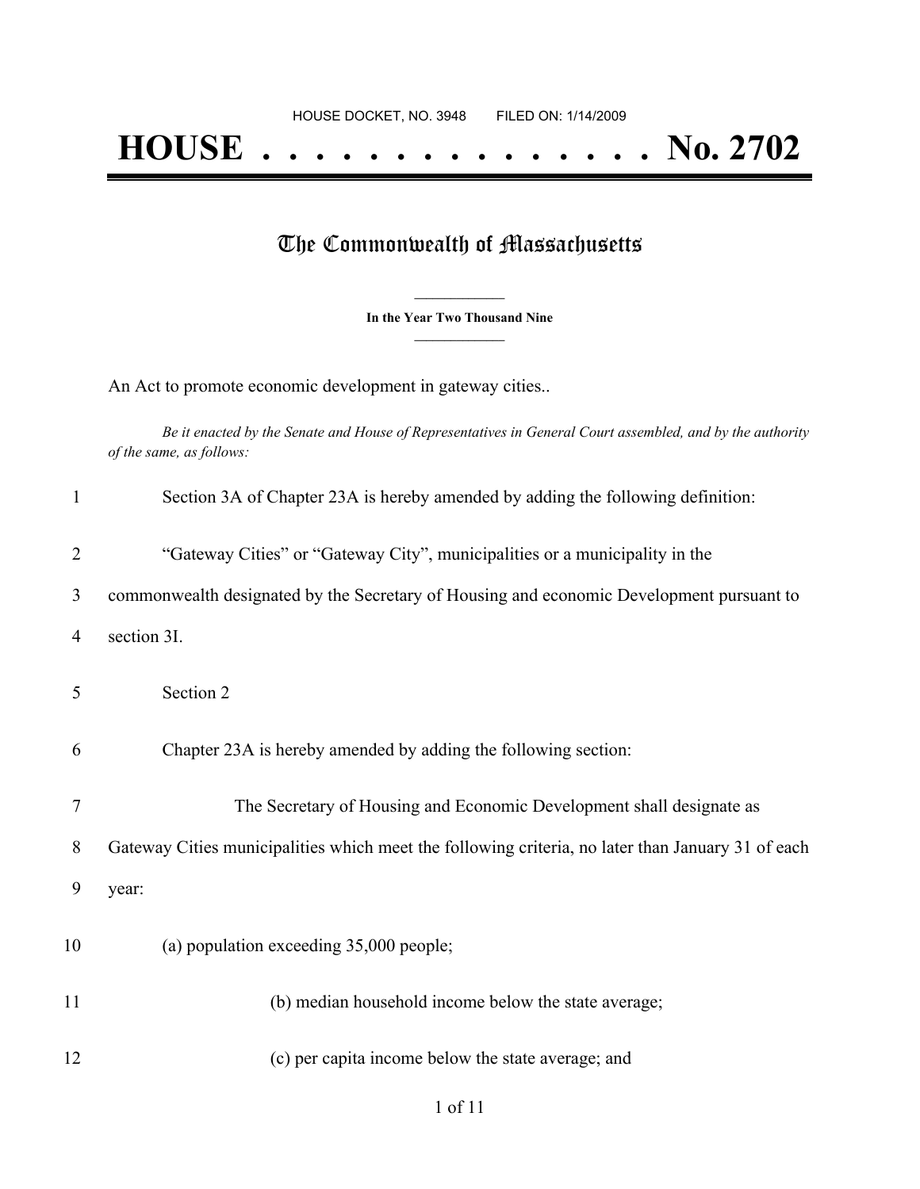HOUSE DOCKET, NO. 3948 FILED ON: 1/14/2009

# HOUSE . . . . . . . . . . . . . . . No. 2702

## The Commonwealth of Massachusetts

**In the Year Two Thousand Nine**

An Act to promote economic development in gateway cities..

*Be it enacted by the Senate and House of Representatives in General Court assembled, and by the authority of the same, as follows:*

1 Section 3A of Chapter 23A is hereby amended by adding the following definition:

2 "Gateway Cities" or "Gateway City", municipalities or a municipality in the
3 commonwealth designated by the Secretary of Housing and economic Development pursuant to
4 section 3I.

5 Section 2

6 Chapter 23A is hereby amended by adding the following section:

7 The Secretary of Housing and Economic Development shall designate as
8 Gateway Cities municipalities which meet the following criteria, no later than January 31 of each
9 year:

10 (a) population exceeding 35,000 people;

11 (b) median household income below the state average;

12 (c) per capita income below the state average; and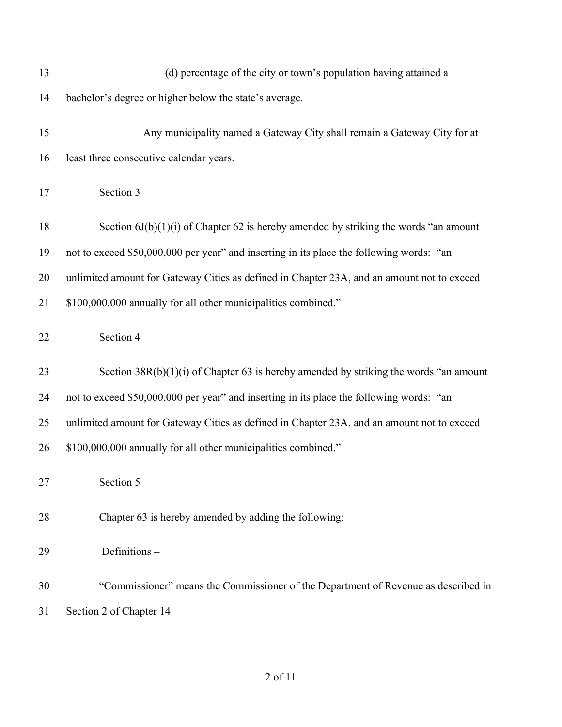(d) percentage of the city or town's population having attained a bachelor's degree or higher below the state's average.

Any municipality named a Gateway City shall remain a Gateway City for at least three consecutive calendar years.

Section 3

Section 6J(b)(1)(i) of Chapter 62 is hereby amended by striking the words "an amount not to exceed $50,000,000 per year" and inserting in its place the following words: "an unlimited amount for Gateway Cities as defined in Chapter 23A, and an amount not to exceed $100,000,000 annually for all other municipalities combined."

Section 4

Section 38R(b)(1)(i) of Chapter 63 is hereby amended by striking the words "an amount not to exceed $50,000,000 per year" and inserting in its place the following words: "an unlimited amount for Gateway Cities as defined in Chapter 23A, and an amount not to exceed $100,000,000 annually for all other municipalities combined."

Section 5

Chapter 63 is hereby amended by adding the following:

Definitions –

"Commissioner" means the Commissioner of the Department of Revenue as described in Section 2 of Chapter 14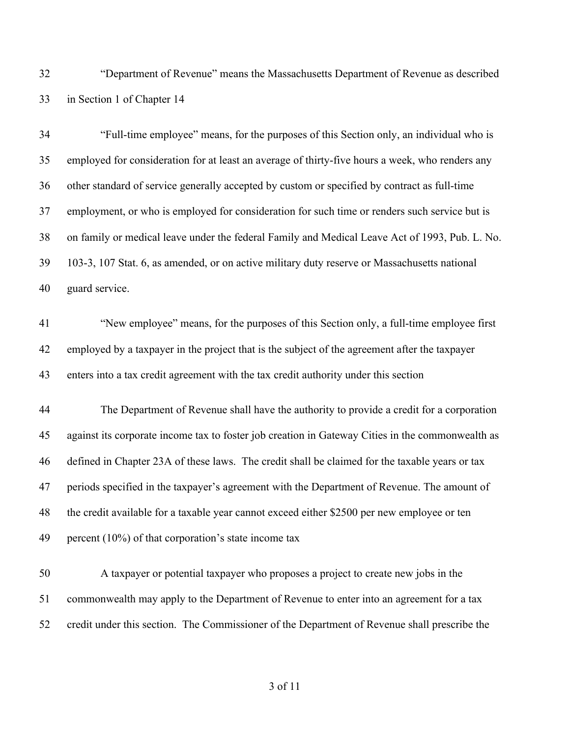"Department of Revenue" means the Massachusetts Department of Revenue as described in Section 1 of Chapter 14

"Full-time employee" means, for the purposes of this Section only, an individual who is employed for consideration for at least an average of thirty-five hours a week, who renders any other standard of service generally accepted by custom or specified by contract as full-time employment, or who is employed for consideration for such time or renders such service but is on family or medical leave under the federal Family and Medical Leave Act of 1993, Pub. L. No. 103-3, 107 Stat. 6, as amended, or on active military duty reserve or Massachusetts national guard service.

"New employee" means, for the purposes of this Section only, a full-time employee first employed by a taxpayer in the project that is the subject of the agreement after the taxpayer enters into a tax credit agreement with the tax credit authority under this section

The Department of Revenue shall have the authority to provide a credit for a corporation against its corporate income tax to foster job creation in Gateway Cities in the commonwealth as defined in Chapter 23A of these laws. The credit shall be claimed for the taxable years or tax periods specified in the taxpayer's agreement with the Department of Revenue. The amount of the credit available for a taxable year cannot exceed either $2500 per new employee or ten percent (10%) of that corporation's state income tax

A taxpayer or potential taxpayer who proposes a project to create new jobs in the commonwealth may apply to the Department of Revenue to enter into an agreement for a tax credit under this section. The Commissioner of the Department of Revenue shall prescribe the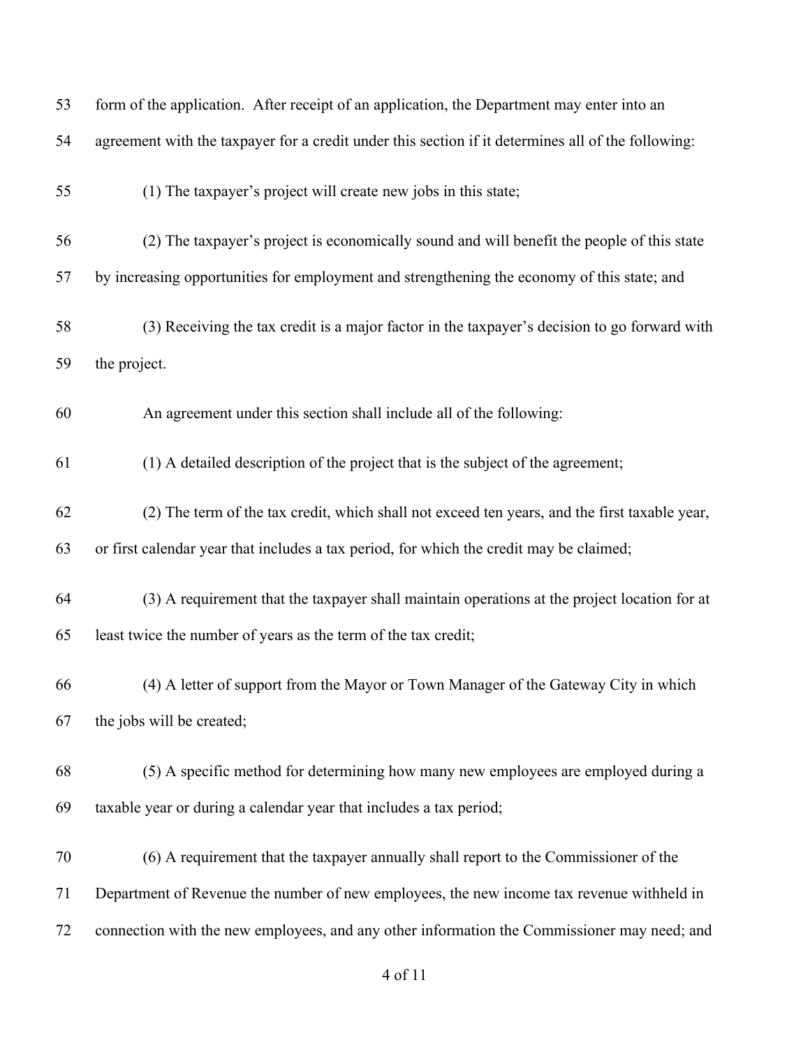form of the application. After receipt of an application, the Department may enter into an agreement with the taxpayer for a credit under this section if it determines all of the following:

(1) The taxpayer's project will create new jobs in this state;

(2) The taxpayer's project is economically sound and will benefit the people of this state by increasing opportunities for employment and strengthening the economy of this state; and

(3) Receiving the tax credit is a major factor in the taxpayer's decision to go forward with the project.

An agreement under this section shall include all of the following:

(1) A detailed description of the project that is the subject of the agreement;

(2) The term of the tax credit, which shall not exceed ten years, and the first taxable year, or first calendar year that includes a tax period, for which the credit may be claimed;

(3) A requirement that the taxpayer shall maintain operations at the project location for at least twice the number of years as the term of the tax credit;

(4) A letter of support from the Mayor or Town Manager of the Gateway City in which the jobs will be created;

(5) A specific method for determining how many new employees are employed during a taxable year or during a calendar year that includes a tax period;

(6) A requirement that the taxpayer annually shall report to the Commissioner of the Department of Revenue the number of new employees, the new income tax revenue withheld in connection with the new employees, and any other information the Commissioner may need; and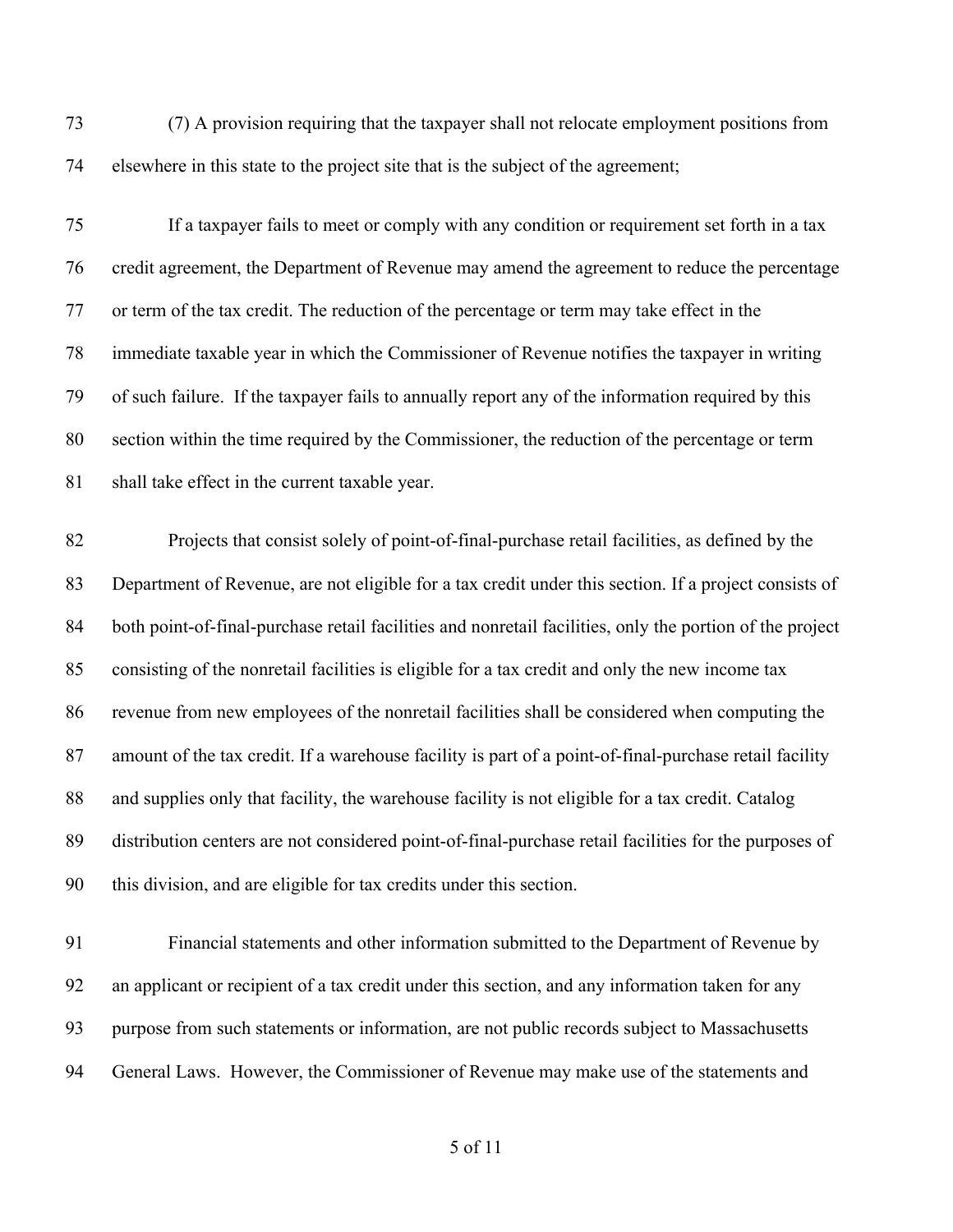(7) A provision requiring that the taxpayer shall not relocate employment positions from elsewhere in this state to the project site that is the subject of the agreement;

If a taxpayer fails to meet or comply with any condition or requirement set forth in a tax credit agreement, the Department of Revenue may amend the agreement to reduce the percentage or term of the tax credit. The reduction of the percentage or term may take effect in the immediate taxable year in which the Commissioner of Revenue notifies the taxpayer in writing of such failure. If the taxpayer fails to annually report any of the information required by this section within the time required by the Commissioner, the reduction of the percentage or term shall take effect in the current taxable year.

Projects that consist solely of point-of-final-purchase retail facilities, as defined by the Department of Revenue, are not eligible for a tax credit under this section. If a project consists of both point-of-final-purchase retail facilities and nonretail facilities, only the portion of the project consisting of the nonretail facilities is eligible for a tax credit and only the new income tax revenue from new employees of the nonretail facilities shall be considered when computing the amount of the tax credit. If a warehouse facility is part of a point-of-final-purchase retail facility and supplies only that facility, the warehouse facility is not eligible for a tax credit. Catalog distribution centers are not considered point-of-final-purchase retail facilities for the purposes of this division, and are eligible for tax credits under this section.

Financial statements and other information submitted to the Department of Revenue by an applicant or recipient of a tax credit under this section, and any information taken for any purpose from such statements or information, are not public records subject to Massachusetts General Laws. However, the Commissioner of Revenue may make use of the statements and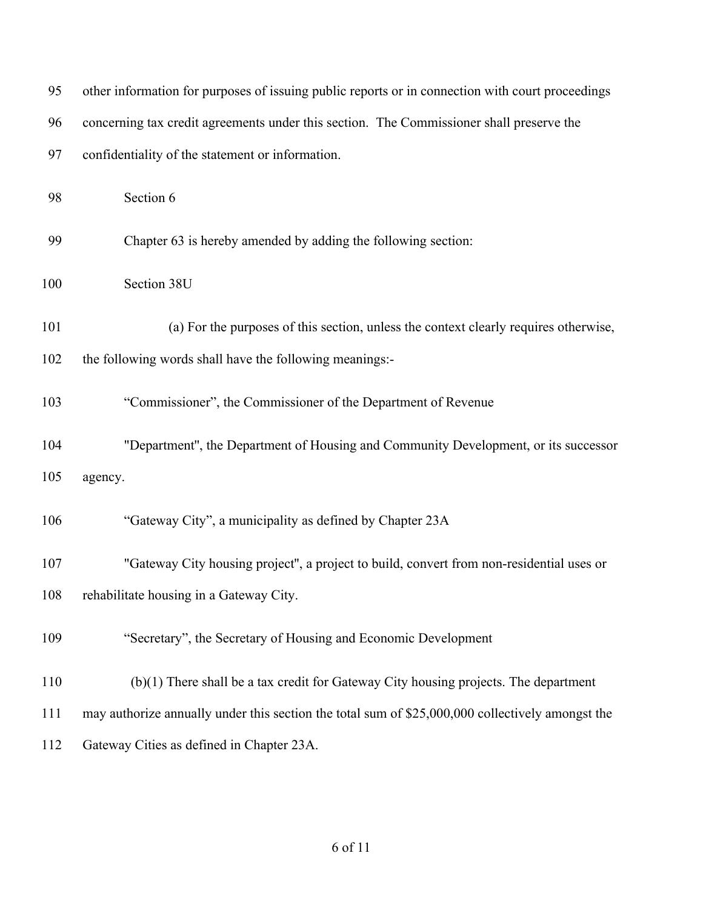other information for purposes of issuing public reports or in connection with court proceedings concerning tax credit agreements under this section. The Commissioner shall preserve the confidentiality of the statement or information.

Section 6

Chapter 63 is hereby amended by adding the following section:

Section 38U

(a) For the purposes of this section, unless the context clearly requires otherwise, the following words shall have the following meanings:-

“Commissioner”, the Commissioner of the Department of Revenue

"Department", the Department of Housing and Community Development, or its successor agency.

“Gateway City”, a municipality as defined by Chapter 23A

"Gateway City housing project", a project to build, convert from non-residential uses or rehabilitate housing in a Gateway City.

“Secretary”, the Secretary of Housing and Economic Development

(b)(1) There shall be a tax credit for Gateway City housing projects. The department may authorize annually under this section the total sum of $25,000,000 collectively amongst the Gateway Cities as defined in Chapter 23A.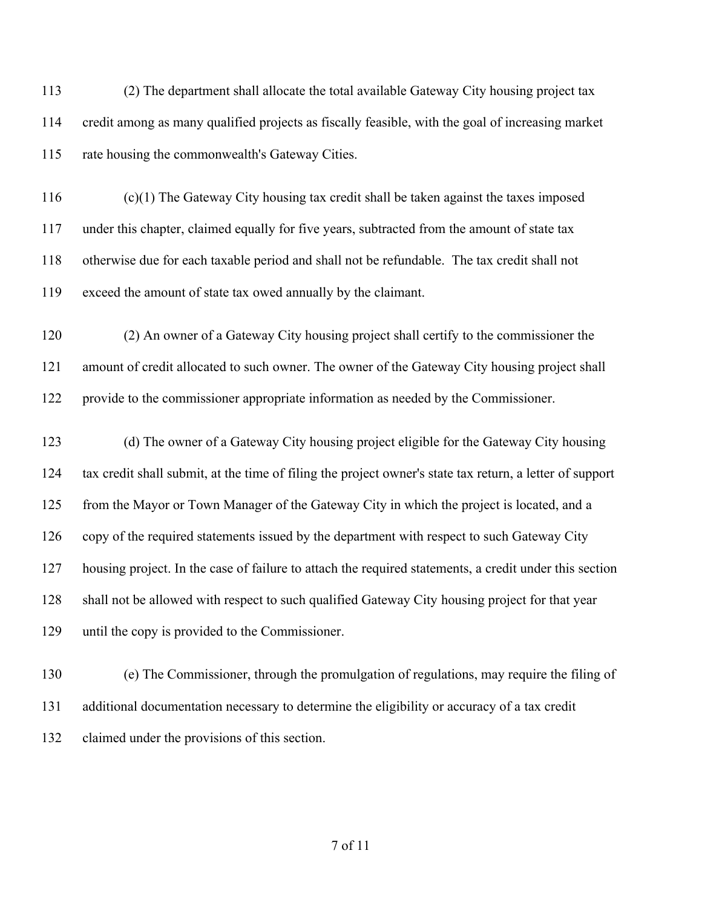(2) The department shall allocate the total available Gateway City housing project tax credit among as many qualified projects as fiscally feasible, with the goal of increasing market rate housing the commonwealth's Gateway Cities.

(c)(1) The Gateway City housing tax credit shall be taken against the taxes imposed under this chapter, claimed equally for five years, subtracted from the amount of state tax otherwise due for each taxable period and shall not be refundable. The tax credit shall not exceed the amount of state tax owed annually by the claimant.

(2) An owner of a Gateway City housing project shall certify to the commissioner the amount of credit allocated to such owner. The owner of the Gateway City housing project shall provide to the commissioner appropriate information as needed by the Commissioner.

(d) The owner of a Gateway City housing project eligible for the Gateway City housing tax credit shall submit, at the time of filing the project owner's state tax return, a letter of support from the Mayor or Town Manager of the Gateway City in which the project is located, and a copy of the required statements issued by the department with respect to such Gateway City housing project. In the case of failure to attach the required statements, a credit under this section shall not be allowed with respect to such qualified Gateway City housing project for that year until the copy is provided to the Commissioner.

(e) The Commissioner, through the promulgation of regulations, may require the filing of additional documentation necessary to determine the eligibility or accuracy of a tax credit claimed under the provisions of this section.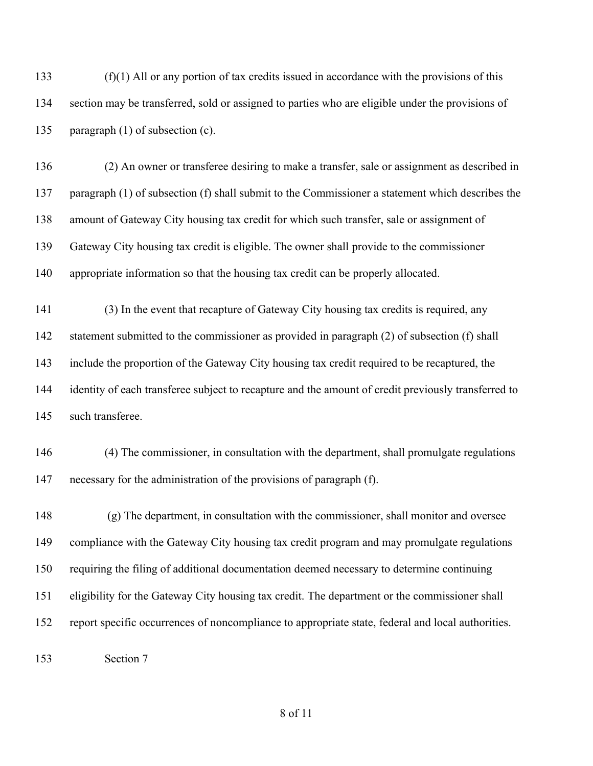(f)(1) All or any portion of tax credits issued in accordance with the provisions of this section may be transferred, sold or assigned to parties who are eligible under the provisions of paragraph (1) of subsection (c).

(2) An owner or transferee desiring to make a transfer, sale or assignment as described in paragraph (1) of subsection (f) shall submit to the Commissioner a statement which describes the amount of Gateway City housing tax credit for which such transfer, sale or assignment of Gateway City housing tax credit is eligible. The owner shall provide to the commissioner appropriate information so that the housing tax credit can be properly allocated.

(3) In the event that recapture of Gateway City housing tax credits is required, any statement submitted to the commissioner as provided in paragraph (2) of subsection (f) shall include the proportion of the Gateway City housing tax credit required to be recaptured, the identity of each transferee subject to recapture and the amount of credit previously transferred to such transferee.

(4) The commissioner, in consultation with the department, shall promulgate regulations necessary for the administration of the provisions of paragraph (f).

(g) The department, in consultation with the commissioner, shall monitor and oversee compliance with the Gateway City housing tax credit program and may promulgate regulations requiring the filing of additional documentation deemed necessary to determine continuing eligibility for the Gateway City housing tax credit. The department or the commissioner shall report specific occurrences of noncompliance to appropriate state, federal and local authorities.

Section 7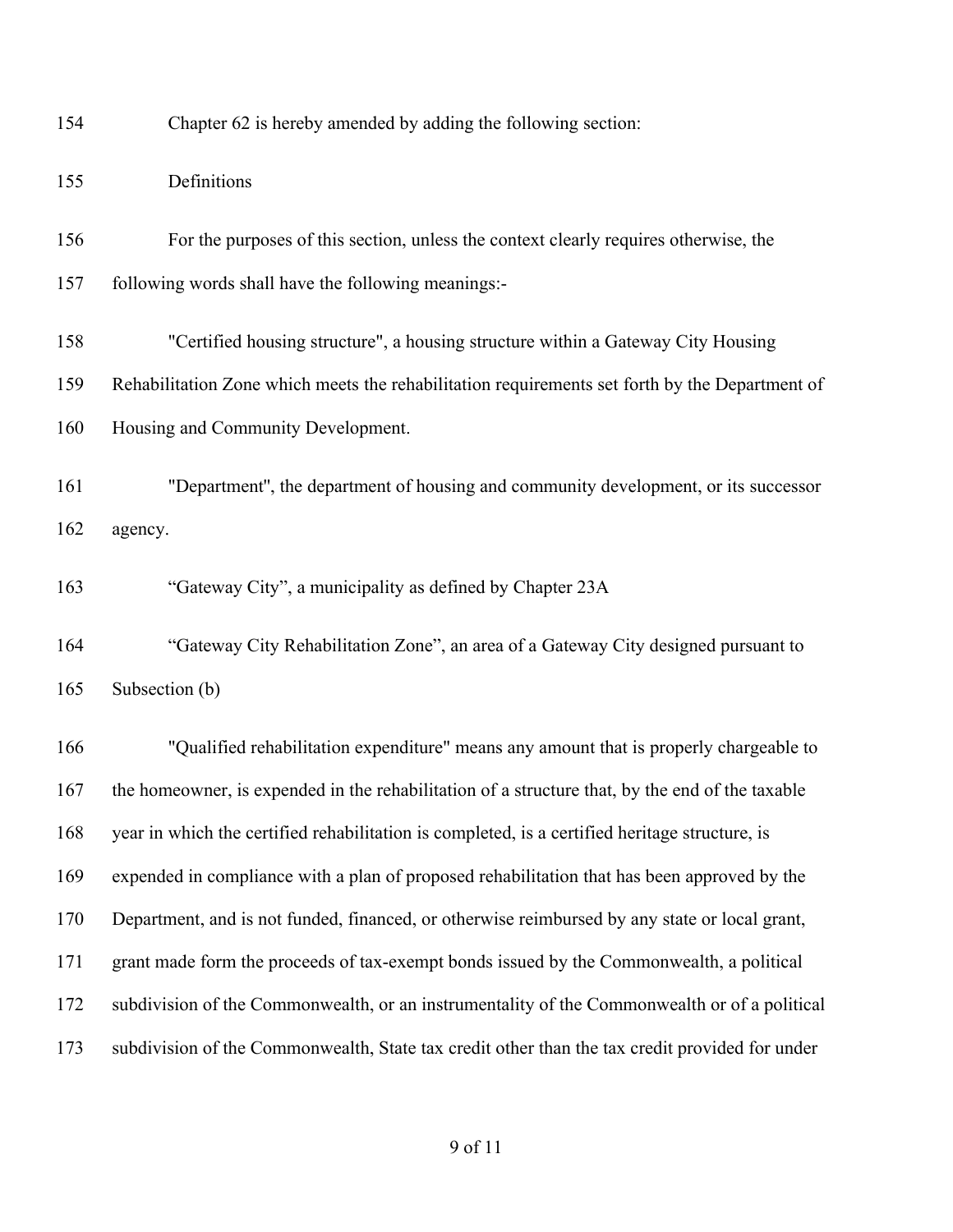Chapter 62 is hereby amended by adding the following section:

Definitions

For the purposes of this section, unless the context clearly requires otherwise, the following words shall have the following meanings:-

"Certified housing structure", a housing structure within a Gateway City Housing Rehabilitation Zone which meets the rehabilitation requirements set forth by the Department of Housing and Community Development.

"Department", the department of housing and community development, or its successor agency.

“Gateway City”, a municipality as defined by Chapter 23A

“Gateway City Rehabilitation Zone”, an area of a Gateway City designed pursuant to Subsection (b)

"Qualified rehabilitation expenditure" means any amount that is properly chargeable to the homeowner, is expended in the rehabilitation of a structure that, by the end of the taxable year in which the certified rehabilitation is completed, is a certified heritage structure, is expended in compliance with a plan of proposed rehabilitation that has been approved by the Department, and is not funded, financed, or otherwise reimbursed by any state or local grant, grant made form the proceeds of tax-exempt bonds issued by the Commonwealth, a political subdivision of the Commonwealth, or an instrumentality of the Commonwealth or of a political subdivision of the Commonwealth, State tax credit other than the tax credit provided for under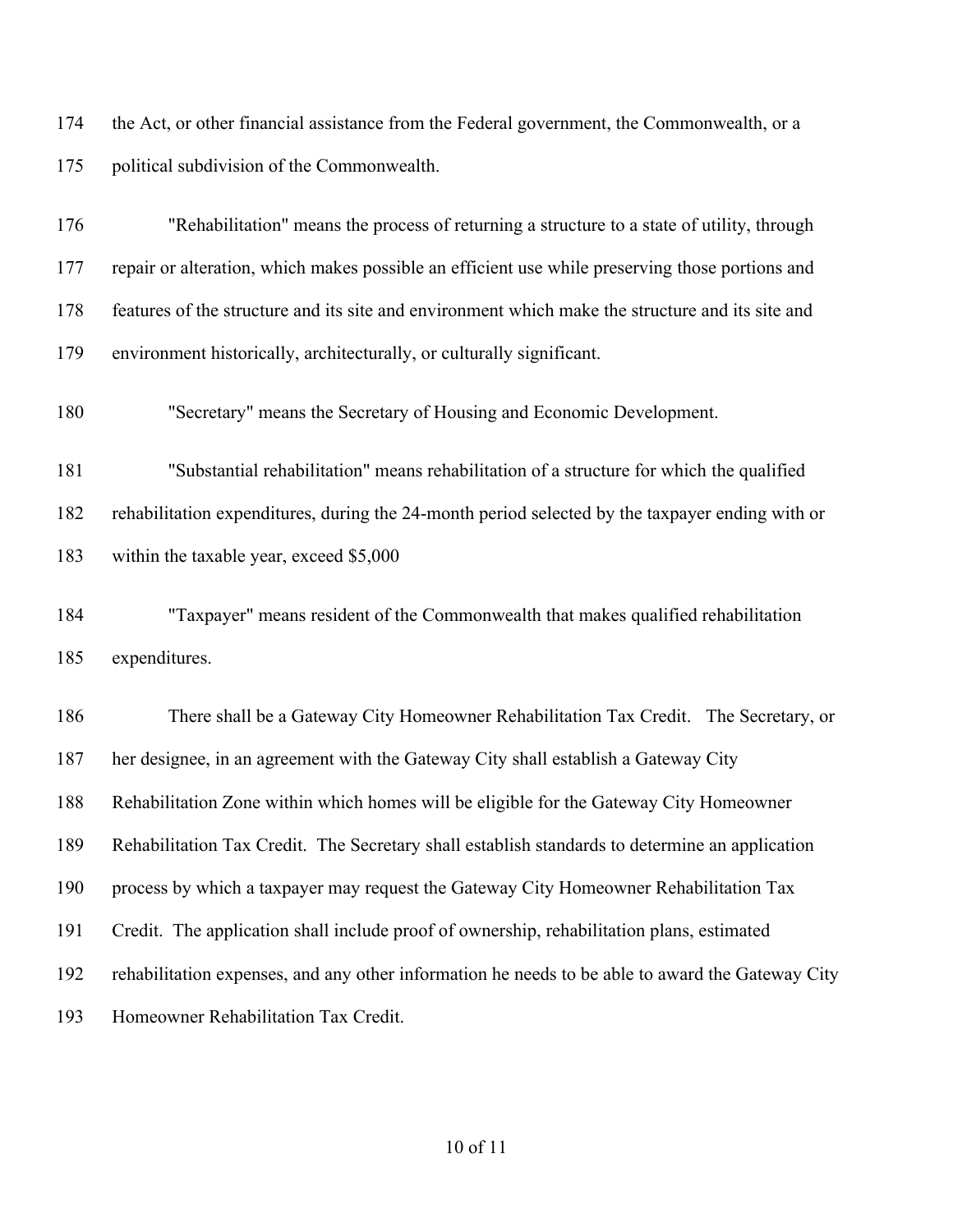the Act, or other financial assistance from the Federal government, the Commonwealth, or a political subdivision of the Commonwealth.

"Rehabilitation" means the process of returning a structure to a state of utility, through repair or alteration, which makes possible an efficient use while preserving those portions and features of the structure and its site and environment which make the structure and its site and environment historically, architecturally, or culturally significant.

"Secretary" means the Secretary of Housing and Economic Development.

"Substantial rehabilitation" means rehabilitation of a structure for which the qualified rehabilitation expenditures, during the 24-month period selected by the taxpayer ending with or within the taxable year, exceed $5,000

"Taxpayer" means resident of the Commonwealth that makes qualified rehabilitation expenditures.

There shall be a Gateway City Homeowner Rehabilitation Tax Credit. The Secretary, or her designee, in an agreement with the Gateway City shall establish a Gateway City Rehabilitation Zone within which homes will be eligible for the Gateway City Homeowner Rehabilitation Tax Credit. The Secretary shall establish standards to determine an application process by which a taxpayer may request the Gateway City Homeowner Rehabilitation Tax Credit. The application shall include proof of ownership, rehabilitation plans, estimated rehabilitation expenses, and any other information he needs to be able to award the Gateway City Homeowner Rehabilitation Tax Credit.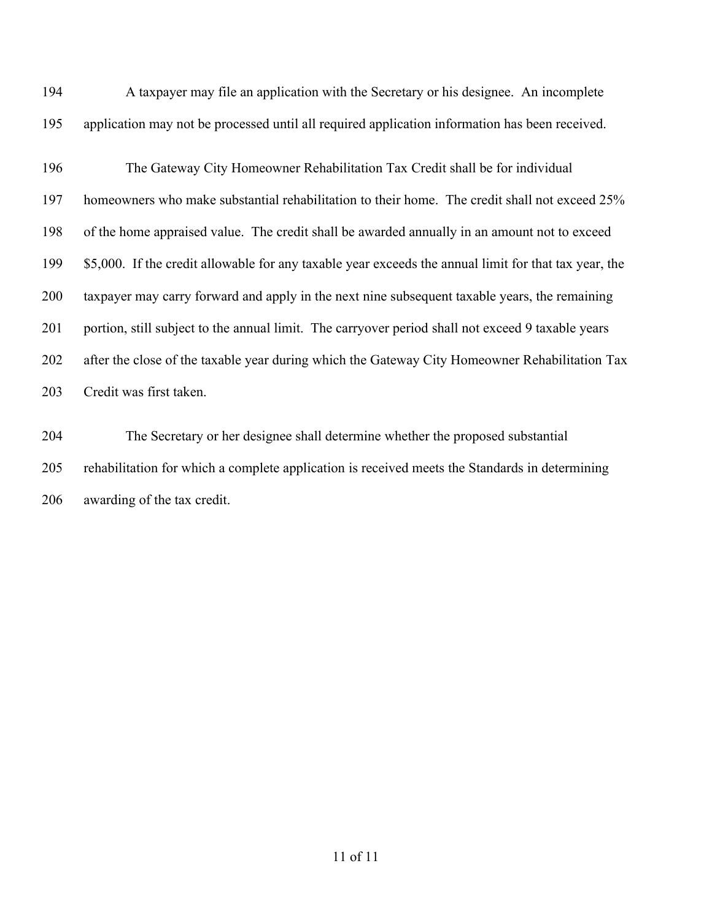A taxpayer may file an application with the Secretary or his designee. An incomplete application may not be processed until all required application information has been received.

The Gateway City Homeowner Rehabilitation Tax Credit shall be for individual homeowners who make substantial rehabilitation to their home. The credit shall not exceed 25% of the home appraised value. The credit shall be awarded annually in an amount not to exceed $5,000. If the credit allowable for any taxable year exceeds the annual limit for that tax year, the taxpayer may carry forward and apply in the next nine subsequent taxable years, the remaining portion, still subject to the annual limit. The carryover period shall not exceed 9 taxable years after the close of the taxable year during which the Gateway City Homeowner Rehabilitation Tax Credit was first taken.

The Secretary or her designee shall determine whether the proposed substantial rehabilitation for which a complete application is received meets the Standards in determining awarding of the tax credit.